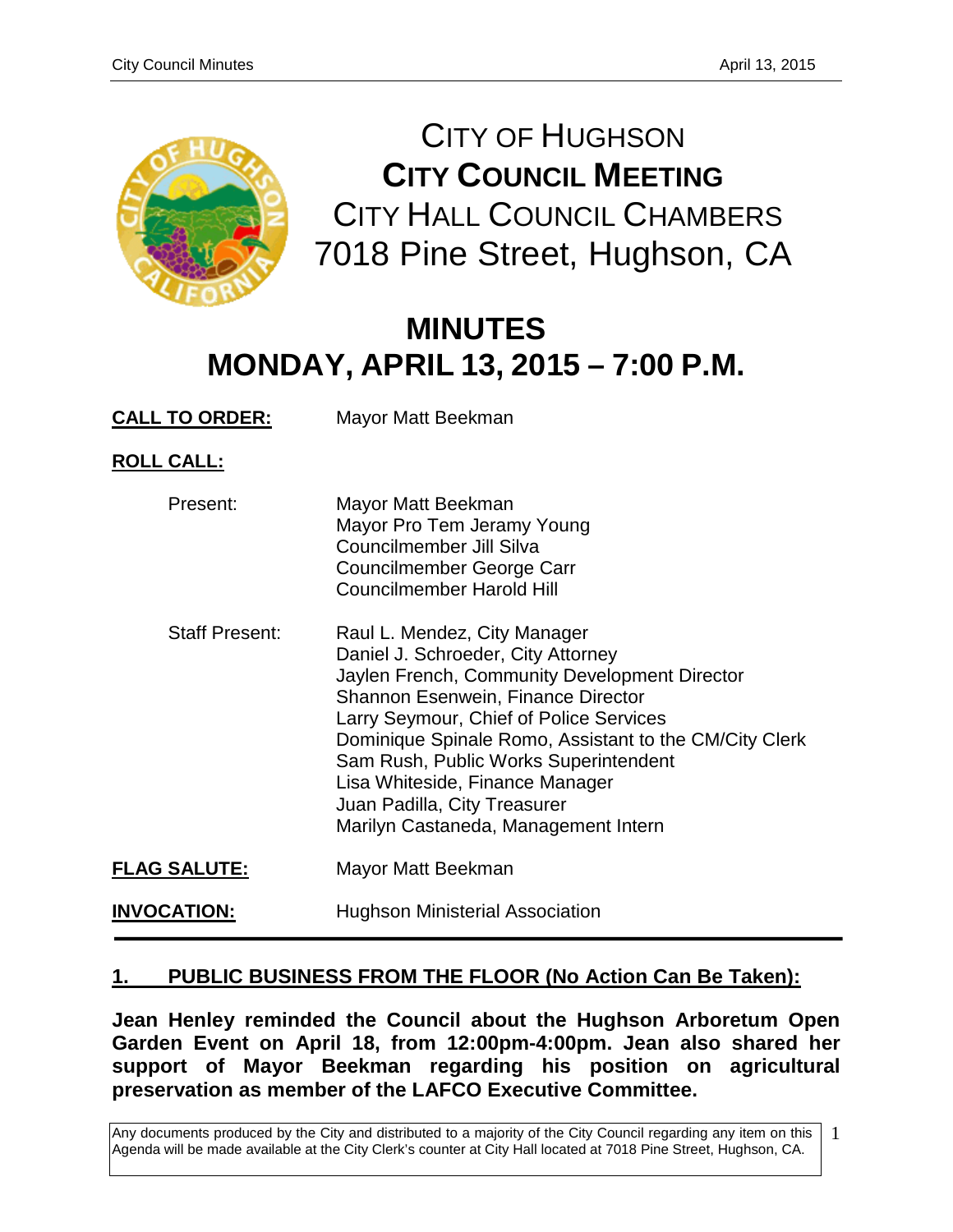# CITY OF HUGHSON
## CITY COUNCIL MEETING
### CITY HALL COUNCIL CHAMBERS
### 7018 Pine Street, Hughson, CA

# MINUTES
# MONDAY, APRIL 13, 2015 – 7:00 P.M.

**CALL TO ORDER:** Mayor Matt Beekman

**ROLL CALL:**

Present:
- Mayor Matt Beekman
- Mayor Pro Tem Jeramy Young
- Councilmember Jill Silva
- Councilmember George Carr
- Councilmember Harold Hill

Staff Present:
- Raul L. Mendez, City Manager
- Daniel J. Schroeder, City Attorney
- Jaylen French, Community Development Director
- Shannon Esenwein, Finance Director
- Larry Seymour, Chief of Police Services
- Dominique Spinale Romo, Assistant to the CM/City Clerk
- Sam Rush, Public Works Superintendent
- Lisa Whiteside, Finance Manager
- Juan Padilla, City Treasurer
- Marilyn Castaneda, Management Intern

**FLAG SALUTE:** Mayor Matt Beekman

**INVOCATION:** Hughson Ministerial Association

---

## 1. PUBLIC BUSINESS FROM THE FLOOR (No Action Can Be Taken):

**Jean Henley reminded the Council about the Hughson Arboretum Open Garden Event on April 18, from 12:00pm-4:00pm. Jean also shared her support of Mayor Beekman regarding his position on agricultural preservation as member of the LAFCO Executive Committee.**

Any documents produced by the City and distributed to a majority of the City Council regarding any item on this Agenda will be made available at the City Clerk's counter at City Hall located at 7018 Pine Street, Hughson, CA.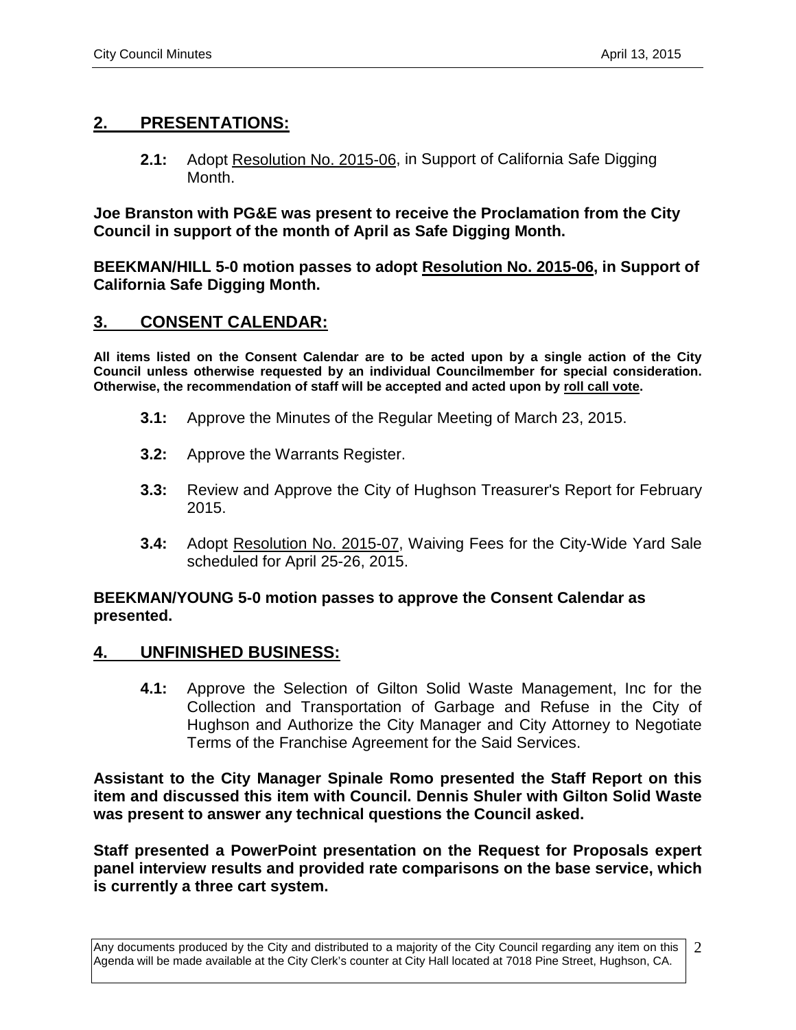## 2. PRESENTATIONS:

**2.1:** Adopt Resolution No. 2015-06, in Support of California Safe Digging Month.

**Joe Branston with PG&E was present to receive the Proclamation from the City Council in support of the month of April as Safe Digging Month.**

**BEEKMAN/HILL 5-0 motion passes to adopt Resolution No. 2015-06, in Support of California Safe Digging Month.**

## 3. CONSENT CALENDAR:

**All items listed on the Consent Calendar are to be acted upon by a single action of the City Council unless otherwise requested by an individual Councilmember for special consideration. Otherwise, the recommendation of staff will be accepted and acted upon by roll call vote.**

**3.1:** Approve the Minutes of the Regular Meeting of March 23, 2015.

**3.2:** Approve the Warrants Register.

**3.3:** Review and Approve the City of Hughson Treasurer's Report for February 2015.

**3.4:** Adopt Resolution No. 2015-07, Waiving Fees for the City-Wide Yard Sale scheduled for April 25-26, 2015.

**BEEKMAN/YOUNG 5-0 motion passes to approve the Consent Calendar as presented.**

## 4. UNFINISHED BUSINESS:

**4.1:** Approve the Selection of Gilton Solid Waste Management, Inc for the Collection and Transportation of Garbage and Refuse in the City of Hughson and Authorize the City Manager and City Attorney to Negotiate Terms of the Franchise Agreement for the Said Services.

**Assistant to the City Manager Spinale Romo presented the Staff Report on this item and discussed this item with Council. Dennis Shuler with Gilton Solid Waste was present to answer any technical questions the Council asked.**

**Staff presented a PowerPoint presentation on the Request for Proposals expert panel interview results and provided rate comparisons on the base service, which is currently a three cart system.**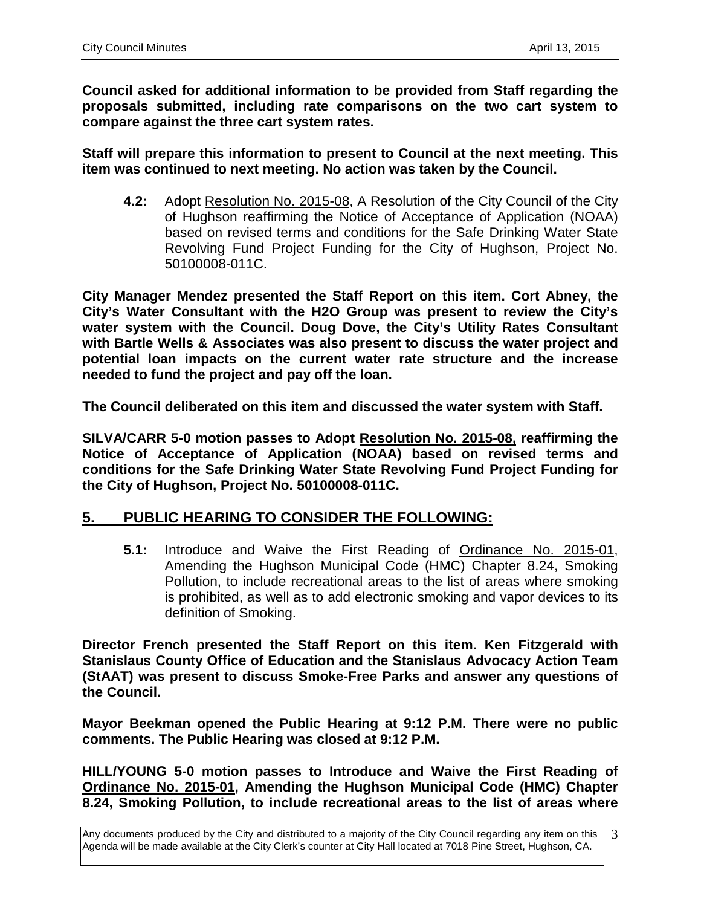**Council asked for additional information to be provided from Staff regarding the proposals submitted, including rate comparisons on the two cart system to compare against the three cart system rates.**

**Staff will prepare this information to present to Council at the next meeting. This item was continued to next meeting. No action was taken by the Council.**

> **4.2:** Adopt Resolution No. 2015-08, A Resolution of the City Council of the City of Hughson reaffirming the Notice of Acceptance of Application (NOAA) based on revised terms and conditions for the Safe Drinking Water State Revolving Fund Project Funding for the City of Hughson, Project No. 50100008-011C.

**City Manager Mendez presented the Staff Report on this item. Cort Abney, the City's Water Consultant with the H2O Group was present to review the City's water system with the Council. Doug Dove, the City's Utility Rates Consultant with Bartle Wells & Associates was also present to discuss the water project and potential loan impacts on the current water rate structure and the increase needed to fund the project and pay off the loan.**

**The Council deliberated on this item and discussed the water system with Staff.**

**SILVA/CARR 5-0 motion passes to Adopt Resolution No. 2015-08, reaffirming the Notice of Acceptance of Application (NOAA) based on revised terms and conditions for the Safe Drinking Water State Revolving Fund Project Funding for the City of Hughson, Project No. 50100008-011C.**

## 5. PUBLIC HEARING TO CONSIDER THE FOLLOWING:

> **5.1:** Introduce and Waive the First Reading of Ordinance No. 2015-01, Amending the Hughson Municipal Code (HMC) Chapter 8.24, Smoking Pollution, to include recreational areas to the list of areas where smoking is prohibited, as well as to add electronic smoking and vapor devices to its definition of Smoking.

**Director French presented the Staff Report on this item. Ken Fitzgerald with Stanislaus County Office of Education and the Stanislaus Advocacy Action Team (StAAT) was present to discuss Smoke-Free Parks and answer any questions of the Council.**

**Mayor Beekman opened the Public Hearing at 9:12 P.M. There were no public comments. The Public Hearing was closed at 9:12 P.M.**

**HILL/YOUNG 5-0 motion passes to Introduce and Waive the First Reading of Ordinance No. 2015-01, Amending the Hughson Municipal Code (HMC) Chapter 8.24, Smoking Pollution, to include recreational areas to the list of areas where**

Any documents produced by the City and distributed to a majority of the City Council regarding any item on this Agenda will be made available at the City Clerk's counter at City Hall located at 7018 Pine Street, Hughson, CA.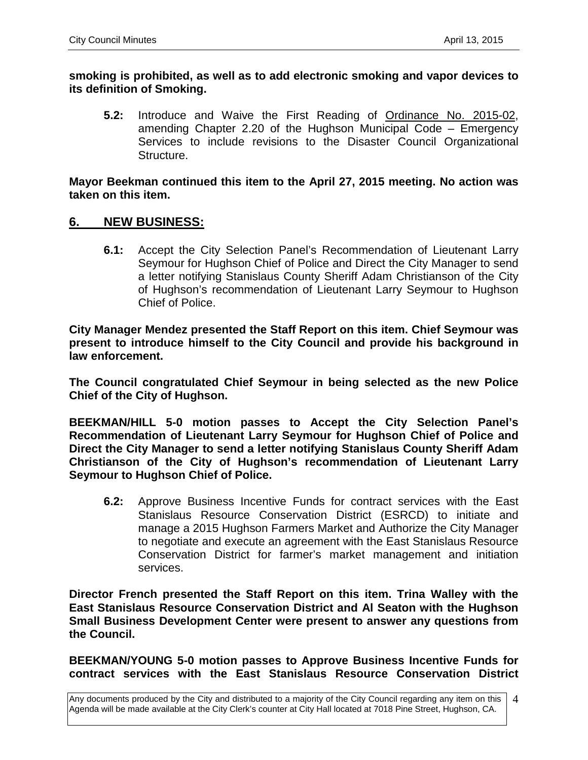**smoking is prohibited, as well as to add electronic smoking and vapor devices to its definition of Smoking.**

**5.2:** Introduce and Waive the First Reading of Ordinance No. 2015-02, amending Chapter 2.20 of the Hughson Municipal Code – Emergency Services to include revisions to the Disaster Council Organizational Structure.

**Mayor Beekman continued this item to the April 27, 2015 meeting. No action was taken on this item.**

## 6. NEW BUSINESS:

**6.1:** Accept the City Selection Panel's Recommendation of Lieutenant Larry Seymour for Hughson Chief of Police and Direct the City Manager to send a letter notifying Stanislaus County Sheriff Adam Christianson of the City of Hughson's recommendation of Lieutenant Larry Seymour to Hughson Chief of Police.

**City Manager Mendez presented the Staff Report on this item. Chief Seymour was present to introduce himself to the City Council and provide his background in law enforcement.**

**The Council congratulated Chief Seymour in being selected as the new Police Chief of the City of Hughson.**

**BEEKMAN/HILL 5-0 motion passes to Accept the City Selection Panel's Recommendation of Lieutenant Larry Seymour for Hughson Chief of Police and Direct the City Manager to send a letter notifying Stanislaus County Sheriff Adam Christianson of the City of Hughson's recommendation of Lieutenant Larry Seymour to Hughson Chief of Police.**

**6.2:** Approve Business Incentive Funds for contract services with the East Stanislaus Resource Conservation District (ESRCD) to initiate and manage a 2015 Hughson Farmers Market and Authorize the City Manager to negotiate and execute an agreement with the East Stanislaus Resource Conservation District for farmer's market management and initiation services.

**Director French presented the Staff Report on this item. Trina Walley with the East Stanislaus Resource Conservation District and Al Seaton with the Hughson Small Business Development Center were present to answer any questions from the Council.**

**BEEKMAN/YOUNG 5-0 motion passes to Approve Business Incentive Funds for contract services with the East Stanislaus Resource Conservation District**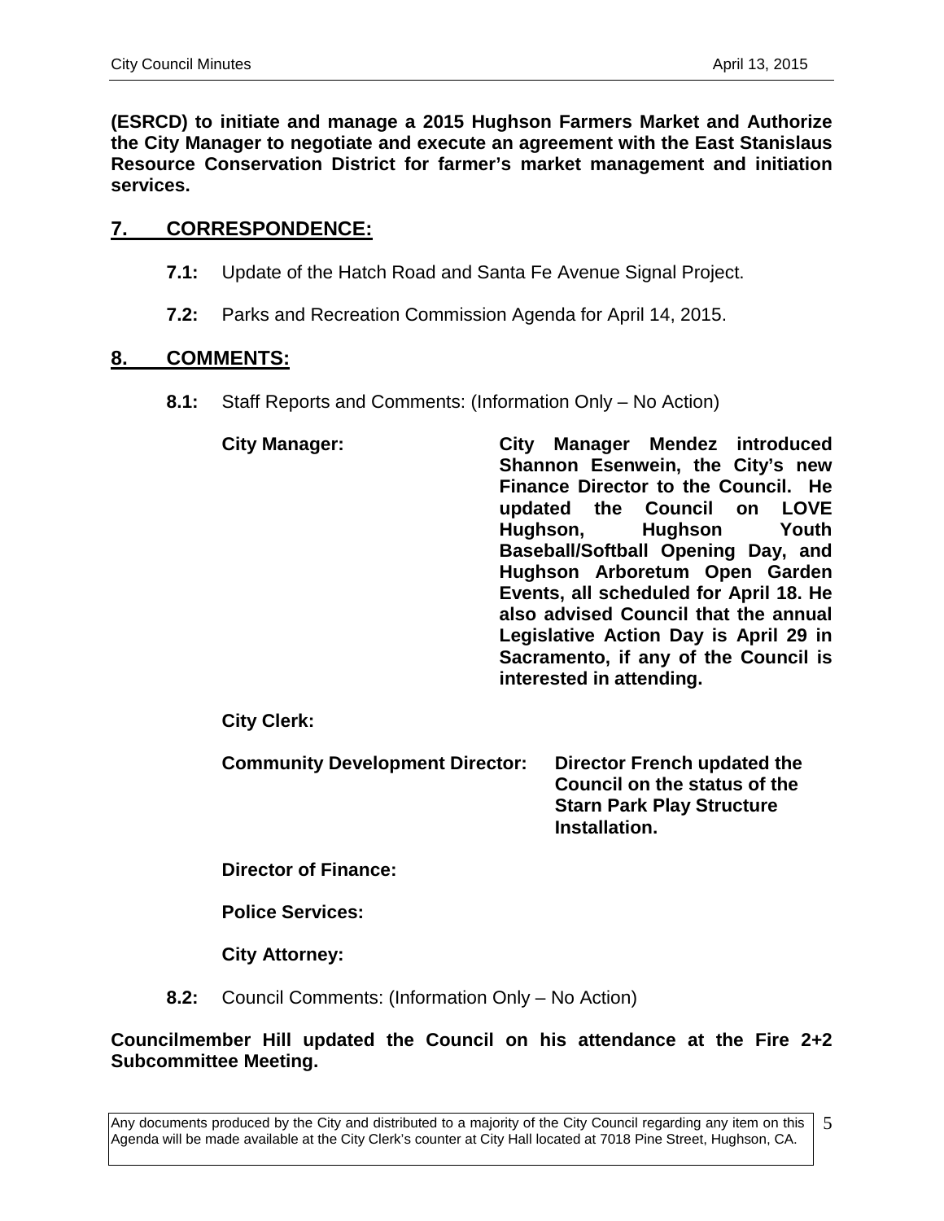**(ESRCD) to initiate and manage a 2015 Hughson Farmers Market and Authorize the City Manager to negotiate and execute an agreement with the East Stanislaus Resource Conservation District for farmer's market management and initiation services.**

## 7. CORRESPONDENCE:

**7.1:** Update of the Hatch Road and Santa Fe Avenue Signal Project.

**7.2:** Parks and Recreation Commission Agenda for April 14, 2015.

## 8. COMMENTS:

**8.1:** Staff Reports and Comments: (Information Only – No Action)

**City Manager:** **City Manager Mendez introduced Shannon Esenwein, the City's new Finance Director to the Council. He updated the Council on LOVE Hughson, Hughson Youth Baseball/Softball Opening Day, and Hughson Arboretum Open Garden Events, all scheduled for April 18. He also advised Council that the annual Legislative Action Day is April 29 in Sacramento, if any of the Council is interested in attending.**

**City Clerk:**

**Community Development Director:** **Director French updated the Council on the status of the Starn Park Play Structure Installation.**

**Director of Finance:**

**Police Services:**

**City Attorney:**

**8.2:** Council Comments: (Information Only – No Action)

**Councilmember Hill updated the Council on his attendance at the Fire 2+2 Subcommittee Meeting.**

Any documents produced by the City and distributed to a majority of the City Council regarding any item on this Agenda will be made available at the City Clerk's counter at City Hall located at 7018 Pine Street, Hughson, CA.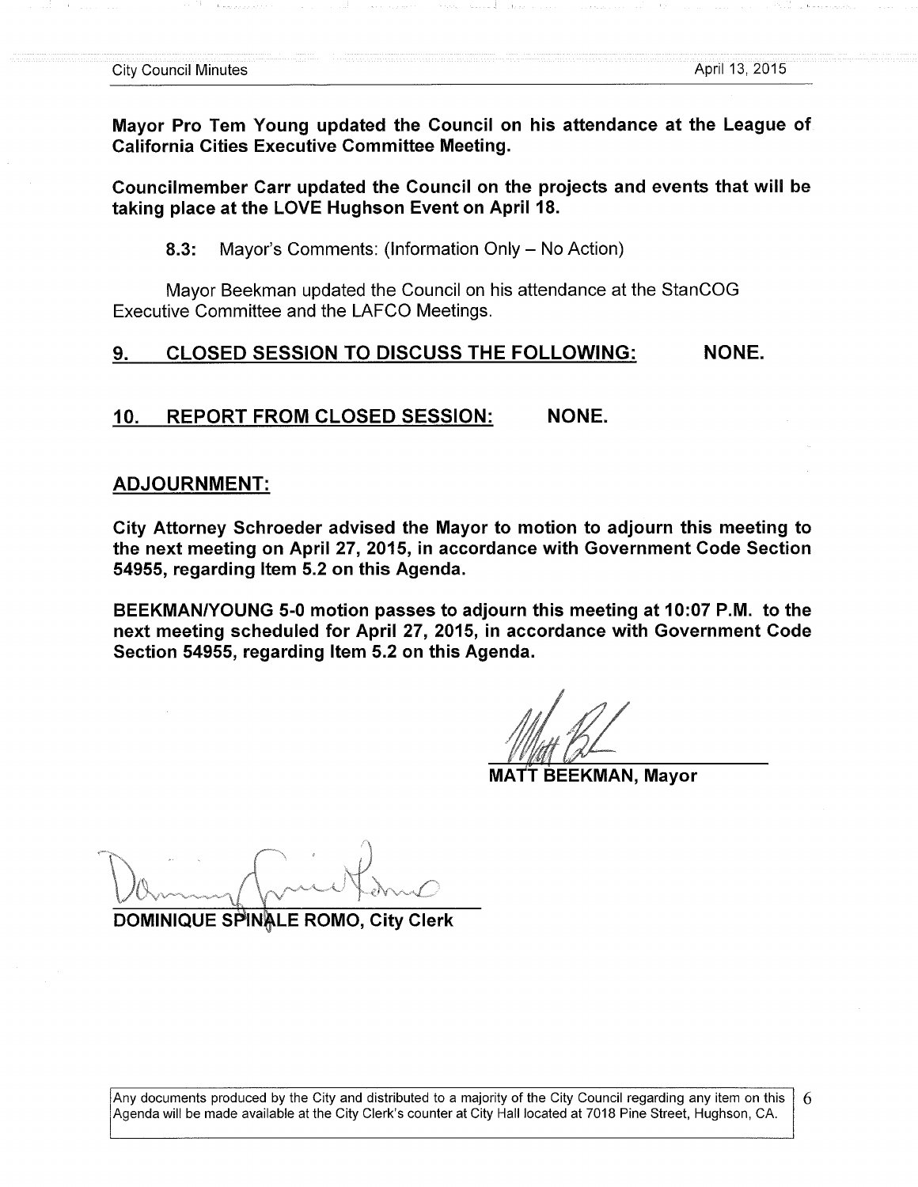**Mayor Pro Tem Young updated the Council on his attendance at the League of California Cities Executive Committee Meeting.**

**Councilmember Carr updated the Council on the projects and events that will be taking place at the LOVE Hughson Event on April 18.**

**8.3:** Mayor's Comments: (Information Only – No Action)

Mayor Beekman updated the Council on his attendance at the StanCOG Executive Committee and the LAFCO Meetings.

## 9. CLOSED SESSION TO DISCUSS THE FOLLOWING: NONE.

## 10. REPORT FROM CLOSED SESSION: NONE.

## ADJOURNMENT:

**City Attorney Schroeder advised the Mayor to motion to adjourn this meeting to the next meeting on April 27, 2015, in accordance with Government Code Section 54955, regarding Item 5.2 on this Agenda.**

**BEEKMAN/YOUNG 5-0 motion passes to adjourn this meeting at 10:07 P.M. to the next meeting scheduled for April 27, 2015, in accordance with Government Code Section 54955, regarding Item 5.2 on this Agenda.**

**MATT BEEKMAN, Mayor**

**DOMINIQUE SPINALE ROMO, City Clerk**

Any documents produced by the City and distributed to a majority of the City Council regarding any item on this Agenda will be made available at the City Clerk's counter at City Hall located at 7018 Pine Street, Hughson, CA.